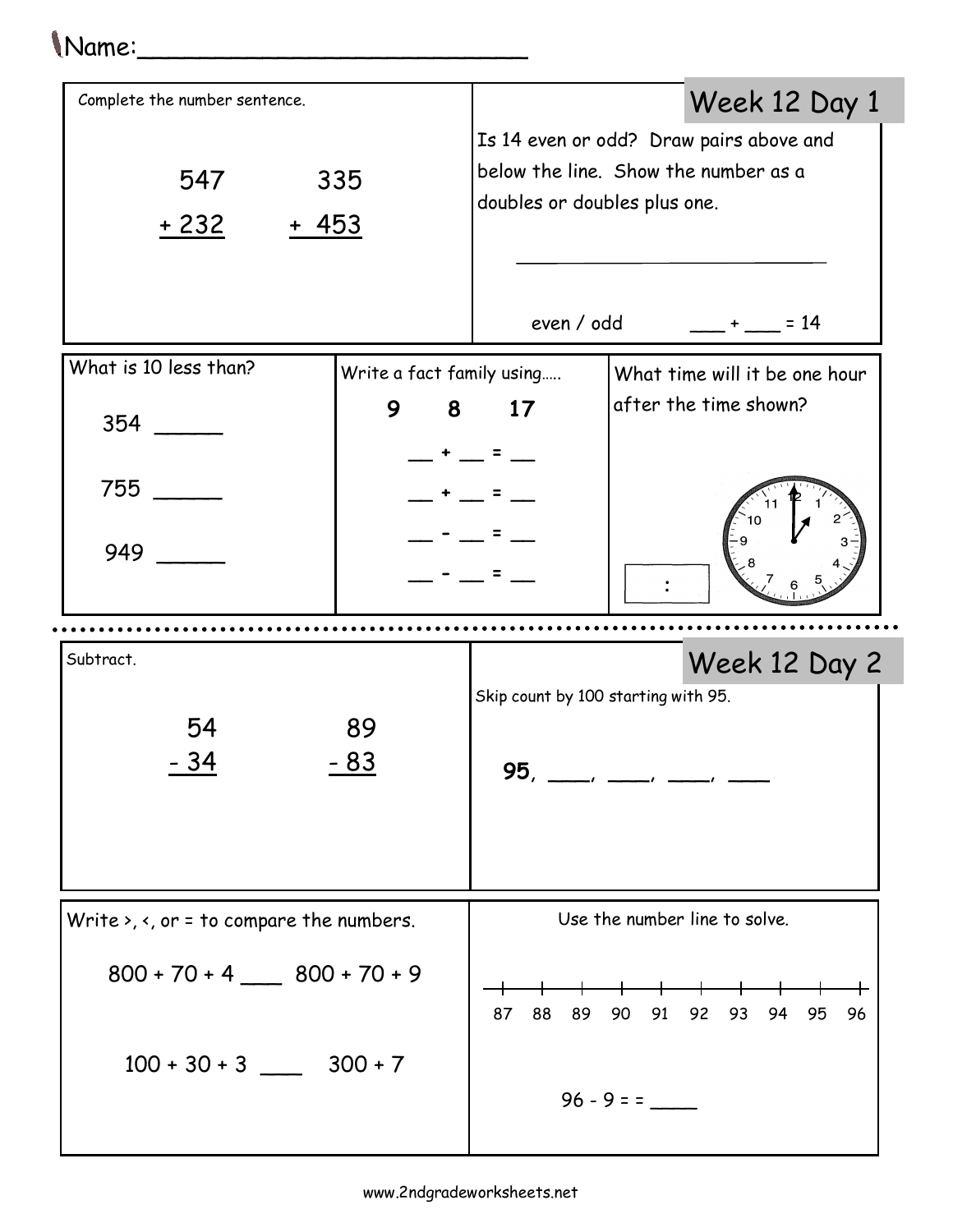Name:\_\_\_\_\_\_\_\_\_\_\_\_\_\_\_\_\_\_\_\_\_\_\_\_\_\_

## Week 12 Day 1

Complete the number sentence.

$$
\begin{array}{r} 547 \\ +\ 232 \\ \hline \end{array} \qquad \begin{array}{r} 335 \\ +\ 453 \\ \hline \end{array}
$$

Is 14 even or odd? Draw pairs above and below the line. Show the number as a doubles or doubles plus one.

even / odd ___ + ___ = 14

What is 10 less than?

354 _____

755 _____

949 _____

Write a fact family using.....

**9 8 17**

__ + __ = __

__ + __ = __

__ - __ = __

__ - __ = __

What time will it be one hour after the time shown?

 :

## Week 12 Day 2

Subtract.

$$
\begin{array}{r} 54 \\ -\ 34 \\ \hline \end{array} \qquad \begin{array}{r} 89 \\ -\ 83 \\ \hline \end{array}
$$

Skip count by 100 starting with 95.

**95**, ____, ____, ____, ____

Write >, <, or = to compare the numbers.

800 + 70 + 4 ___ 800 + 70 + 9

100 + 30 + 3 ___ 300 + 7

Use the number line to solve.

87 88 89 90 91 92 93 94 95 96

96 - 9 = = ____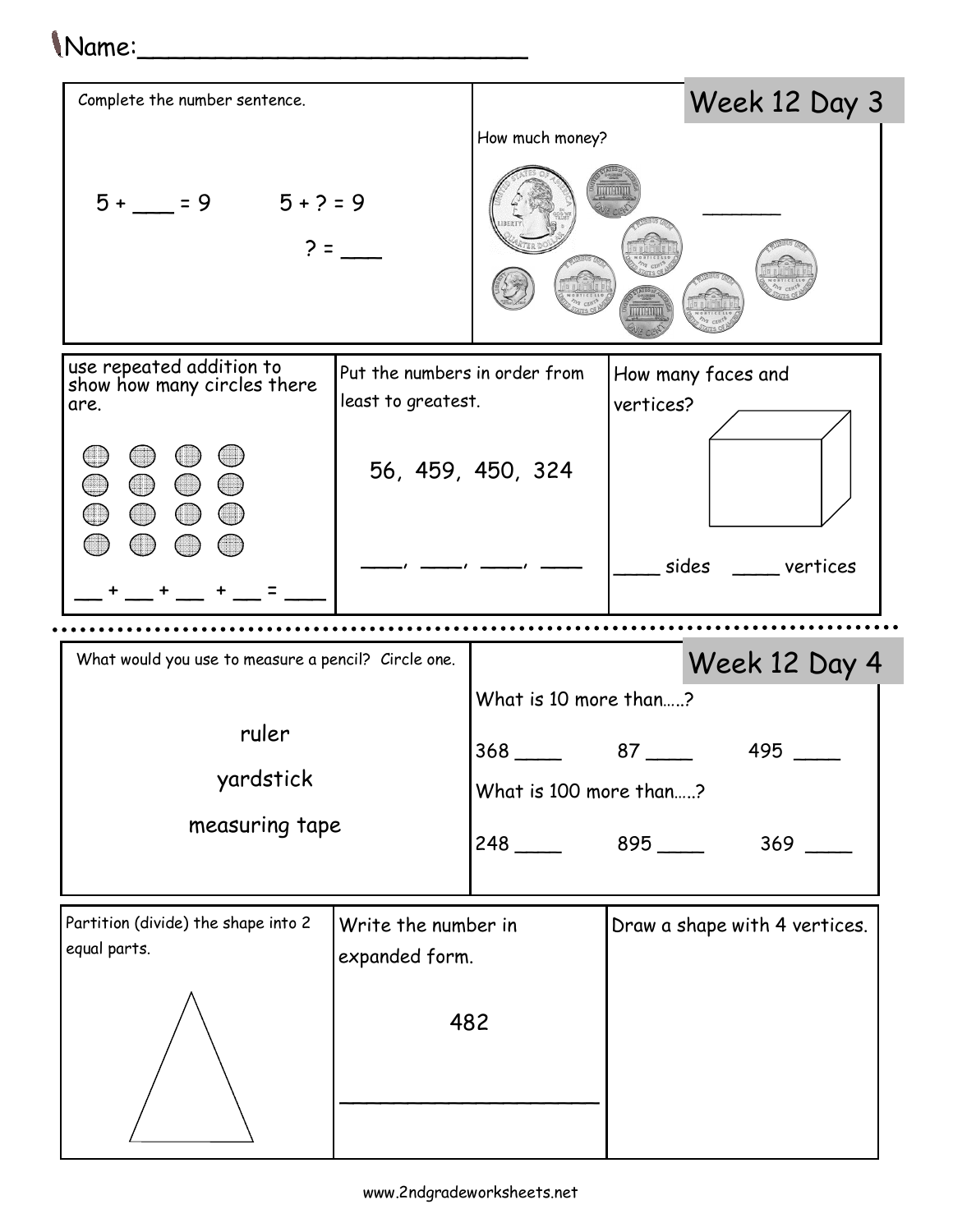Name:_______________________

## Week 12 Day 3

Complete the number sentence.

5 + ___ = 9

5 + ? = 9

? = ___

How much money?

_______

use repeated addition to show how many circles there are.

__ + __ + __ + __ = ___

Put the numbers in order from least to greatest.

56, 459, 450, 324

___, ___, ___, ___

How many faces and vertices?

____ sides ____ vertices

## Week 12 Day 4

What would you use to measure a pencil? Circle one.

ruler

yardstick

measuring tape

What is 10 more than.....?

368 ____ 87 ____ 495 ____

What is 100 more than.....?

248 ____ 895 ____ 369 ____

Partition (divide) the shape into 2 equal parts.

Write the number in expanded form.

482

____________________

Draw a shape with 4 vertices.

www.2ndgradeworksheets.net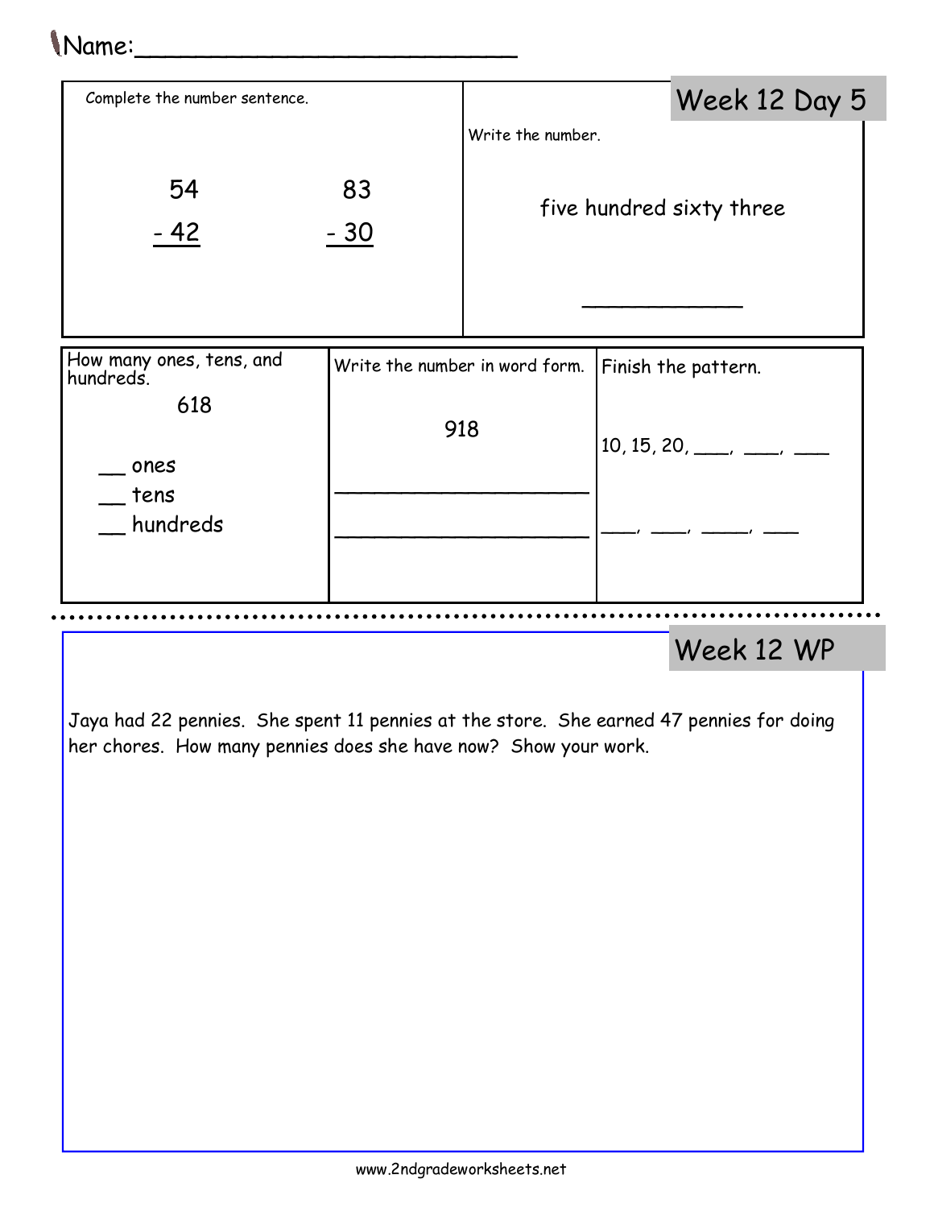Name:_________________________

## Week 12 Day 5

Complete the number sentence.

$$\begin{array}{r} 54 \\ -\ 42 \\ \hline \end{array} \qquad \begin{array}{r} 83 \\ -\ 30 \\ \hline \end{array}$$

Write the number.

five hundred sixty three

___________

How many ones, tens, and hundreds.

618

__ ones
__ tens
__ hundreds

Write the number in word form.

918

____________________

____________________

Finish the pattern.

10, 15, 20, ___, ___, ___

___, ___, ____, ___

## Week 12 WP

Jaya had 22 pennies. She spent 11 pennies at the store. She earned 47 pennies for doing her chores. How many pennies does she have now? Show your work.